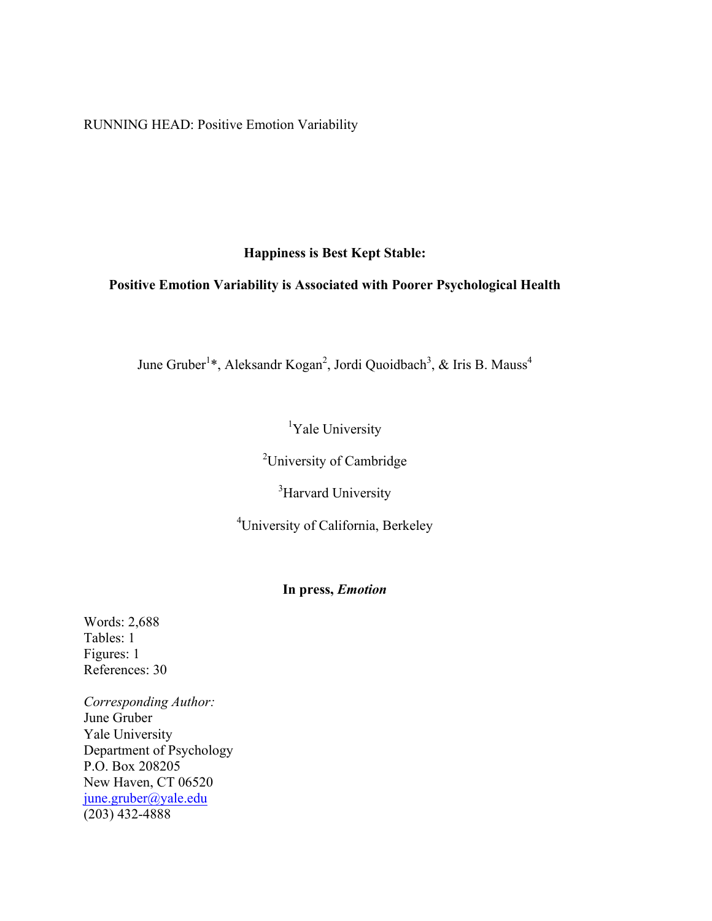RUNNING HEAD: Positive Emotion Variability

# Happiness is Best Kept Stable:

## Positive Emotion Variability is Associated with Poorer Psychological Health

June Gruber[1]*, Aleksandr Kogan[2], Jordi Quoidbach[3], & Iris B. Mauss[4]

[1]Yale University

[2]University of Cambridge

[3]Harvard University

[4]University of California, Berkeley

**In press, *Emotion***

Words: 2,688
Tables: 1
Figures: 1
References: 30

*Corresponding Author:*
June Gruber
Yale University
Department of Psychology
P.O. Box 208205
New Haven, CT 06520
june.gruber@yale.edu
(203) 432-4888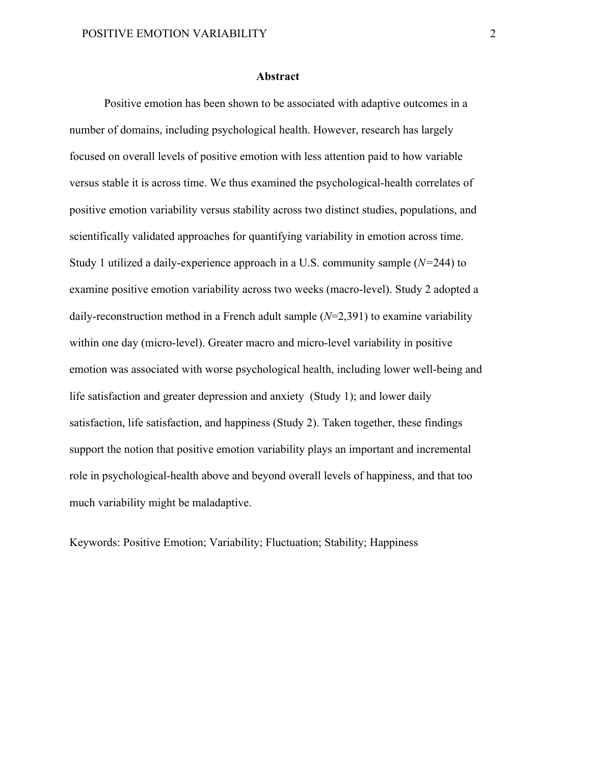## Abstract

Positive emotion has been shown to be associated with adaptive outcomes in a number of domains, including psychological health. However, research has largely focused on overall levels of positive emotion with less attention paid to how variable versus stable it is across time. We thus examined the psychological-health correlates of positive emotion variability versus stability across two distinct studies, populations, and scientifically validated approaches for quantifying variability in emotion across time. Study 1 utilized a daily-experience approach in a U.S. community sample ($N$=244) to examine positive emotion variability across two weeks (macro-level). Study 2 adopted a daily-reconstruction method in a French adult sample ($N$=2,391) to examine variability within one day (micro-level). Greater macro and micro-level variability in positive emotion was associated with worse psychological health, including lower well-being and life satisfaction and greater depression and anxiety (Study 1); and lower daily satisfaction, life satisfaction, and happiness (Study 2). Taken together, these findings support the notion that positive emotion variability plays an important and incremental role in psychological-health above and beyond overall levels of happiness, and that too much variability might be maladaptive.

Keywords: Positive Emotion; Variability; Fluctuation; Stability; Happiness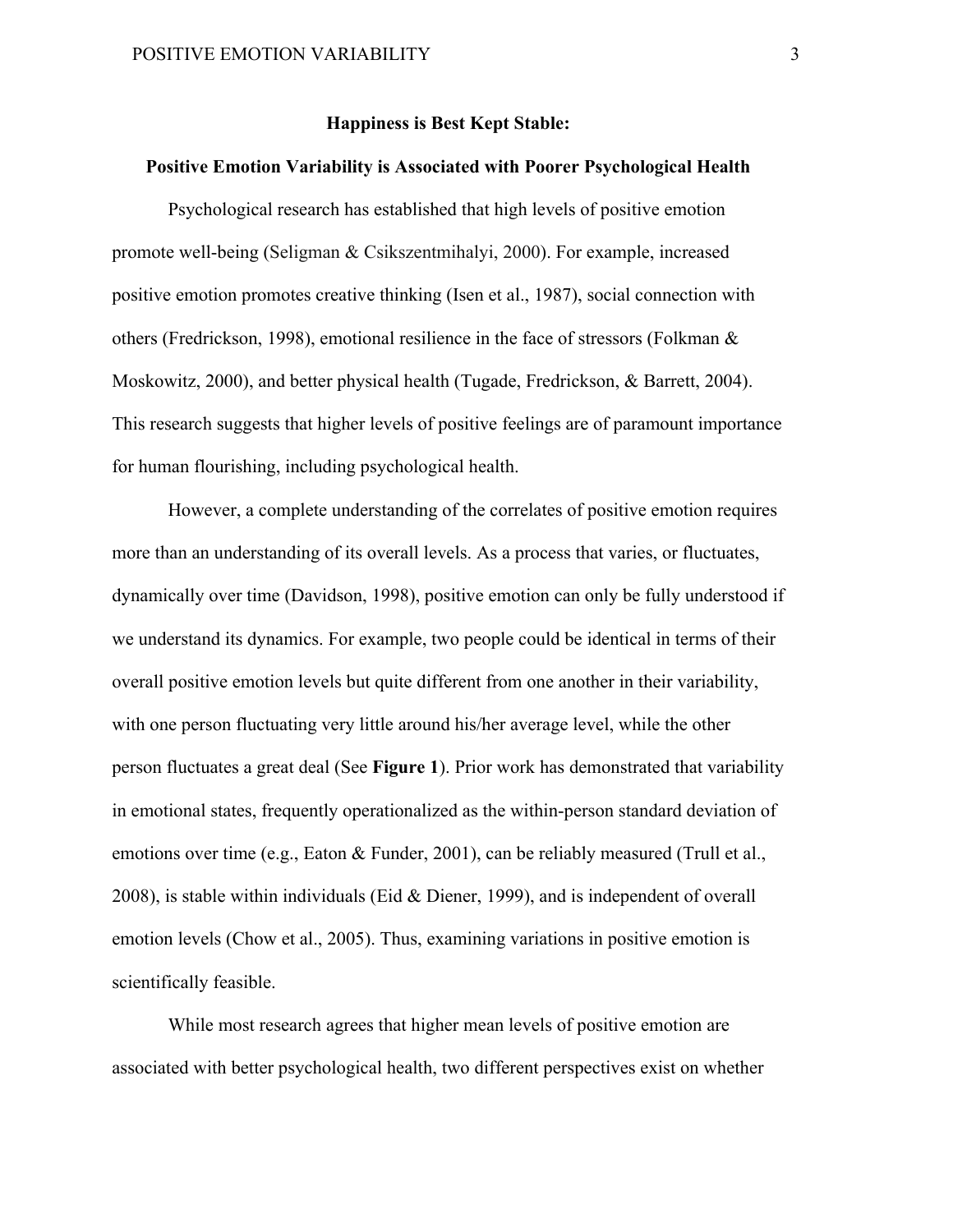**Happiness is Best Kept Stable:**

**Positive Emotion Variability is Associated with Poorer Psychological Health**

Psychological research has established that high levels of positive emotion promote well-being (Seligman & Csikszentmihalyi, 2000). For example, increased positive emotion promotes creative thinking (Isen et al., 1987), social connection with others (Fredrickson, 1998), emotional resilience in the face of stressors (Folkman & Moskowitz, 2000), and better physical health (Tugade, Fredrickson, & Barrett, 2004). This research suggests that higher levels of positive feelings are of paramount importance for human flourishing, including psychological health.

However, a complete understanding of the correlates of positive emotion requires more than an understanding of its overall levels. As a process that varies, or fluctuates, dynamically over time (Davidson, 1998), positive emotion can only be fully understood if we understand its dynamics. For example, two people could be identical in terms of their overall positive emotion levels but quite different from one another in their variability, with one person fluctuating very little around his/her average level, while the other person fluctuates a great deal (See **Figure 1**). Prior work has demonstrated that variability in emotional states, frequently operationalized as the within-person standard deviation of emotions over time (e.g., Eaton & Funder, 2001), can be reliably measured (Trull et al., 2008), is stable within individuals (Eid & Diener, 1999), and is independent of overall emotion levels (Chow et al., 2005). Thus, examining variations in positive emotion is scientifically feasible.

While most research agrees that higher mean levels of positive emotion are associated with better psychological health, two different perspectives exist on whether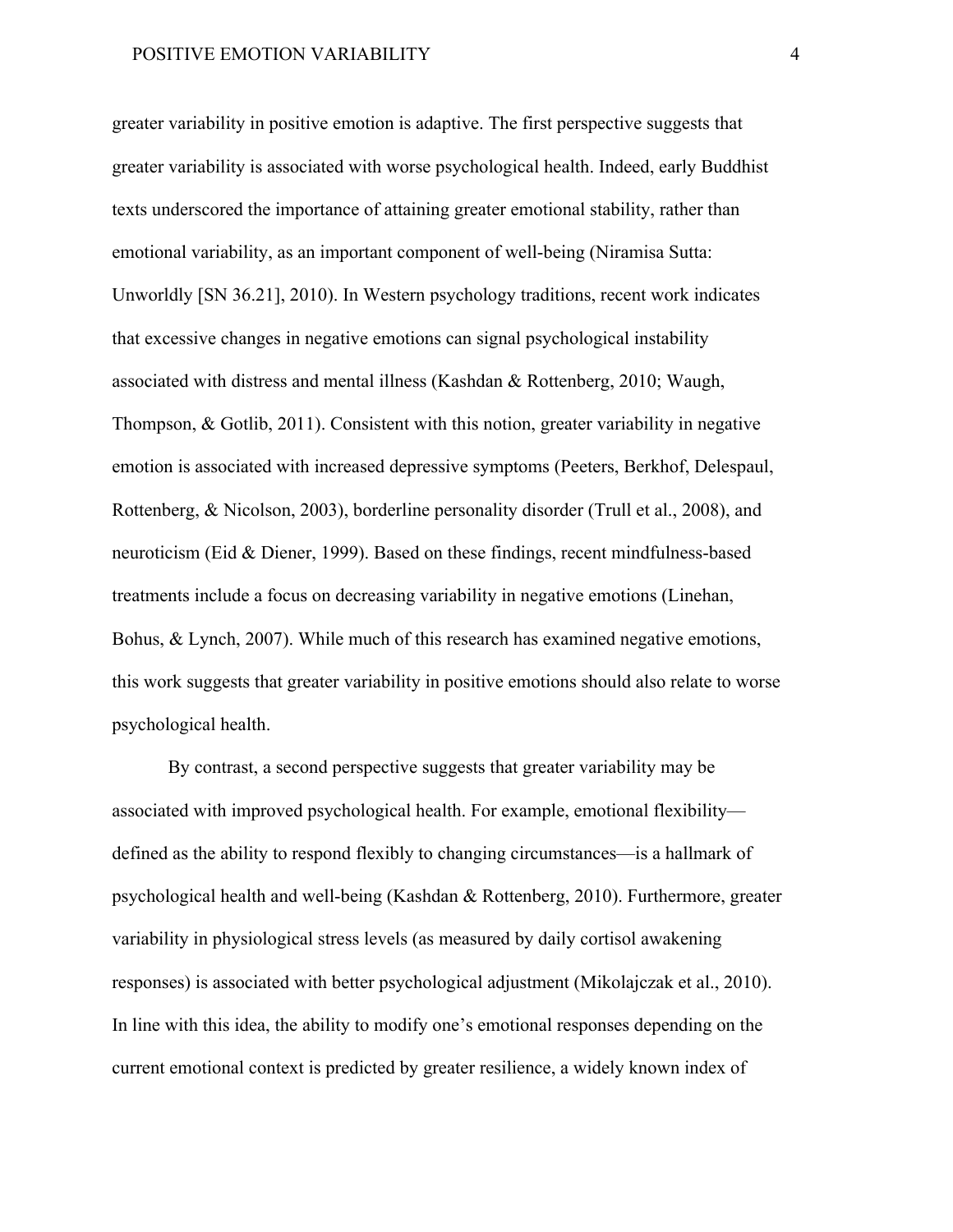greater variability in positive emotion is adaptive. The first perspective suggests that greater variability is associated with worse psychological health. Indeed, early Buddhist texts underscored the importance of attaining greater emotional stability, rather than emotional variability, as an important component of well-being (Niramisa Sutta: Unworldly [SN 36.21], 2010). In Western psychology traditions, recent work indicates that excessive changes in negative emotions can signal psychological instability associated with distress and mental illness (Kashdan & Rottenberg, 2010; Waugh, Thompson, & Gotlib, 2011). Consistent with this notion, greater variability in negative emotion is associated with increased depressive symptoms (Peeters, Berkhof, Delespaul, Rottenberg, & Nicolson, 2003), borderline personality disorder (Trull et al., 2008), and neuroticism (Eid & Diener, 1999). Based on these findings, recent mindfulness-based treatments include a focus on decreasing variability in negative emotions (Linehan, Bohus, & Lynch, 2007). While much of this research has examined negative emotions, this work suggests that greater variability in positive emotions should also relate to worse psychological health.

By contrast, a second perspective suggests that greater variability may be associated with improved psychological health. For example, emotional flexibility—defined as the ability to respond flexibly to changing circumstances—is a hallmark of psychological health and well-being (Kashdan & Rottenberg, 2010). Furthermore, greater variability in physiological stress levels (as measured by daily cortisol awakening responses) is associated with better psychological adjustment (Mikolajczak et al., 2010). In line with this idea, the ability to modify one's emotional responses depending on the current emotional context is predicted by greater resilience, a widely known index of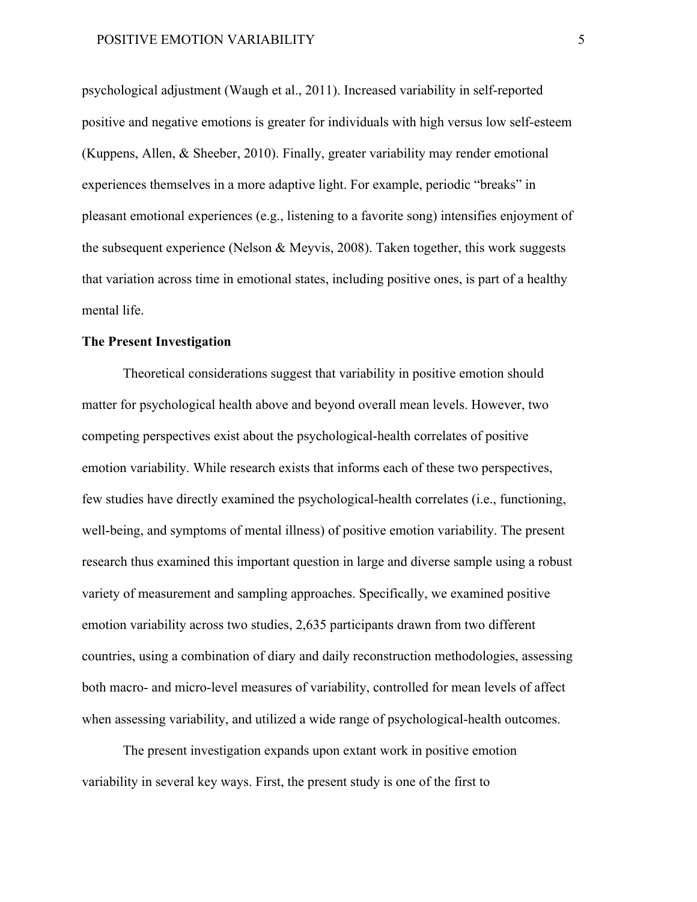psychological adjustment (Waugh et al., 2011). Increased variability in self-reported positive and negative emotions is greater for individuals with high versus low self-esteem (Kuppens, Allen, & Sheeber, 2010). Finally, greater variability may render emotional experiences themselves in a more adaptive light. For example, periodic "breaks" in pleasant emotional experiences (e.g., listening to a favorite song) intensifies enjoyment of the subsequent experience (Nelson & Meyvis, 2008). Taken together, this work suggests that variation across time in emotional states, including positive ones, is part of a healthy mental life.

**The Present Investigation**

Theoretical considerations suggest that variability in positive emotion should matter for psychological health above and beyond overall mean levels. However, two competing perspectives exist about the psychological-health correlates of positive emotion variability. While research exists that informs each of these two perspectives, few studies have directly examined the psychological-health correlates (i.e., functioning, well-being, and symptoms of mental illness) of positive emotion variability. The present research thus examined this important question in large and diverse sample using a robust variety of measurement and sampling approaches. Specifically, we examined positive emotion variability across two studies, 2,635 participants drawn from two different countries, using a combination of diary and daily reconstruction methodologies, assessing both macro- and micro-level measures of variability, controlled for mean levels of affect when assessing variability, and utilized a wide range of psychological-health outcomes.

The present investigation expands upon extant work in positive emotion variability in several key ways. First, the present study is one of the first to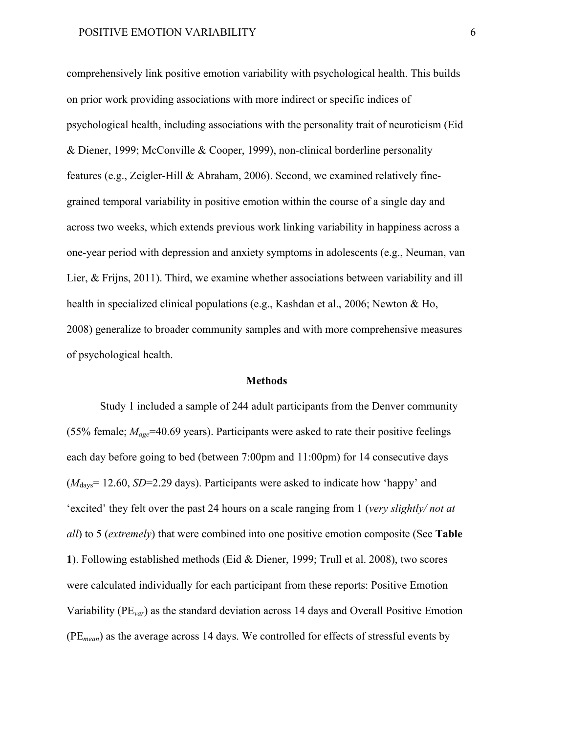comprehensively link positive emotion variability with psychological health. This builds on prior work providing associations with more indirect or specific indices of psychological health, including associations with the personality trait of neuroticism (Eid & Diener, 1999; McConville & Cooper, 1999), non-clinical borderline personality features (e.g., Zeigler-Hill & Abraham, 2006). Second, we examined relatively fine-grained temporal variability in positive emotion within the course of a single day and across two weeks, which extends previous work linking variability in happiness across a one-year period with depression and anxiety symptoms in adolescents (e.g., Neuman, van Lier, & Frijns, 2011). Third, we examine whether associations between variability and ill health in specialized clinical populations (e.g., Kashdan et al., 2006; Newton & Ho, 2008) generalize to broader community samples and with more comprehensive measures of psychological health.

## Methods

Study 1 included a sample of 244 adult participants from the Denver community (55% female; $M_{age}$=40.69 years). Participants were asked to rate their positive feelings each day before going to bed (between 7:00pm and 11:00pm) for 14 consecutive days ($M_{\text{days}}$= 12.60, $SD$=2.29 days). Participants were asked to indicate how 'happy' and 'excited' they felt over the past 24 hours on a scale ranging from 1 (*very slightly/ not at all*) to 5 (*extremely*) that were combined into one positive emotion composite (See **Table 1**). Following established methods (Eid & Diener, 1999; Trull et al. 2008), two scores were calculated individually for each participant from these reports: Positive Emotion Variability ($\text{PE}_{var}$) as the standard deviation across 14 days and Overall Positive Emotion ($\text{PE}_{mean}$) as the average across 14 days. We controlled for effects of stressful events by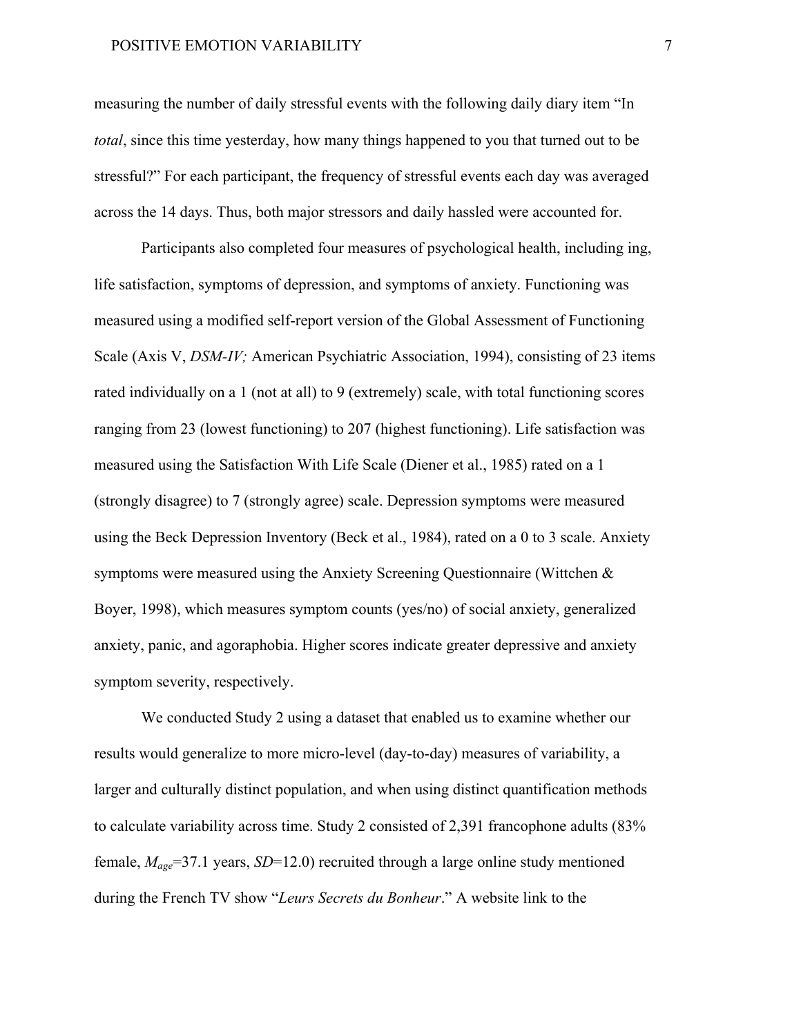measuring the number of daily stressful events with the following daily diary item "In *total*, since this time yesterday, how many things happened to you that turned out to be stressful?" For each participant, the frequency of stressful events each day was averaged across the 14 days. Thus, both major stressors and daily hassled were accounted for.

Participants also completed four measures of psychological health, including ing, life satisfaction, symptoms of depression, and symptoms of anxiety. Functioning was measured using a modified self-report version of the Global Assessment of Functioning Scale (Axis V, *DSM-IV;* American Psychiatric Association, 1994), consisting of 23 items rated individually on a 1 (not at all) to 9 (extremely) scale, with total functioning scores ranging from 23 (lowest functioning) to 207 (highest functioning). Life satisfaction was measured using the Satisfaction With Life Scale (Diener et al., 1985) rated on a 1 (strongly disagree) to 7 (strongly agree) scale. Depression symptoms were measured using the Beck Depression Inventory (Beck et al., 1984), rated on a 0 to 3 scale. Anxiety symptoms were measured using the Anxiety Screening Questionnaire (Wittchen & Boyer, 1998), which measures symptom counts (yes/no) of social anxiety, generalized anxiety, panic, and agoraphobia. Higher scores indicate greater depressive and anxiety symptom severity, respectively.

We conducted Study 2 using a dataset that enabled us to examine whether our results would generalize to more micro-level (day-to-day) measures of variability, a larger and culturally distinct population, and when using distinct quantification methods to calculate variability across time. Study 2 consisted of 2,391 francophone adults (83% female, $M_{age}$=37.1 years, *SD*=12.0) recruited through a large online study mentioned during the French TV show "*Leurs Secrets du Bonheur*." A website link to the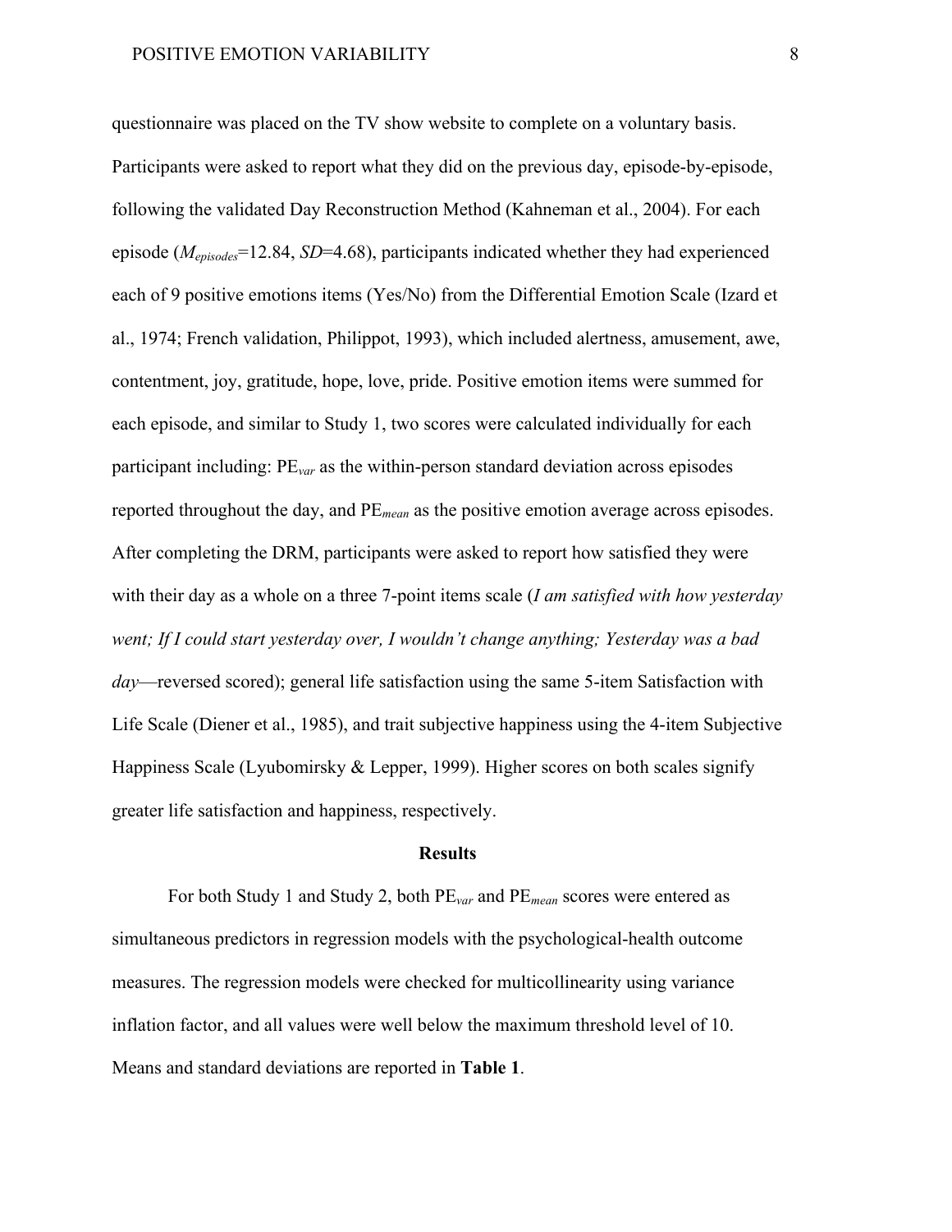questionnaire was placed on the TV show website to complete on a voluntary basis. Participants were asked to report what they did on the previous day, episode-by-episode, following the validated Day Reconstruction Method (Kahneman et al., 2004). For each episode ($M_{episodes}$=12.84, *SD*=4.68), participants indicated whether they had experienced each of 9 positive emotions items (Yes/No) from the Differential Emotion Scale (Izard et al., 1974; French validation, Philippot, 1993), which included alertness, amusement, awe, contentment, joy, gratitude, hope, love, pride. Positive emotion items were summed for each episode, and similar to Study 1, two scores were calculated individually for each participant including: $PE_{var}$ as the within-person standard deviation across episodes reported throughout the day, and $PE_{mean}$ as the positive emotion average across episodes. After completing the DRM, participants were asked to report how satisfied they were with their day as a whole on a three 7-point items scale (*I am satisfied with how yesterday went; If I could start yesterday over, I wouldn't change anything; Yesterday was a bad day*—reversed scored); general life satisfaction using the same 5-item Satisfaction with Life Scale (Diener et al., 1985), and trait subjective happiness using the 4-item Subjective Happiness Scale (Lyubomirsky & Lepper, 1999). Higher scores on both scales signify greater life satisfaction and happiness, respectively.

## Results

For both Study 1 and Study 2, both $PE_{var}$ and $PE_{mean}$ scores were entered as simultaneous predictors in regression models with the psychological-health outcome measures. The regression models were checked for multicollinearity using variance inflation factor, and all values were well below the maximum threshold level of 10. Means and standard deviations are reported in **Table 1**.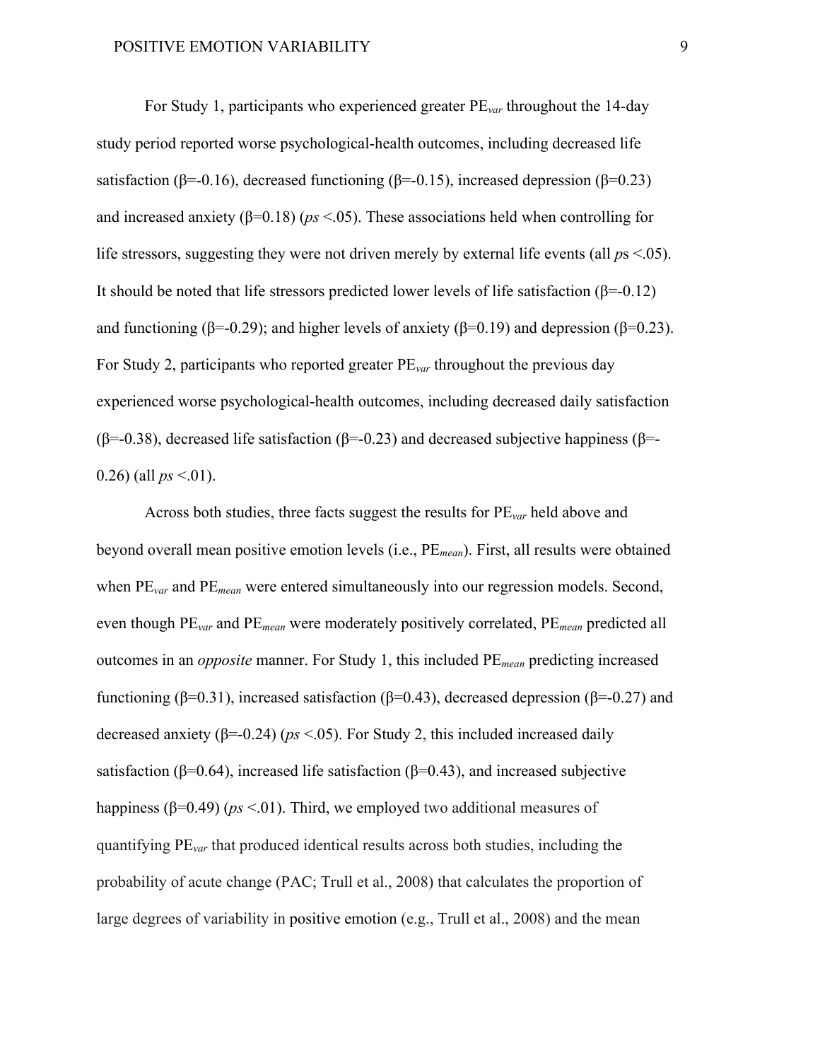For Study 1, participants who experienced greater $PE_{var}$ throughout the 14-day study period reported worse psychological-health outcomes, including decreased life satisfaction ($\beta$=-0.16), decreased functioning ($\beta$=-0.15), increased depression ($\beta$=0.23) and increased anxiety ($\beta$=0.18) (*ps* <.05). These associations held when controlling for life stressors, suggesting they were not driven merely by external life events (all *p*s <.05). It should be noted that life stressors predicted lower levels of life satisfaction ($\beta$=-0.12) and functioning ($\beta$=-0.29); and higher levels of anxiety ($\beta$=0.19) and depression ($\beta$=0.23). For Study 2, participants who reported greater $PE_{var}$ throughout the previous day experienced worse psychological-health outcomes, including decreased daily satisfaction ($\beta$=-0.38), decreased life satisfaction ($\beta$=-0.23) and decreased subjective happiness ($\beta$=-0.26) (all *ps* <.01).

Across both studies, three facts suggest the results for $PE_{var}$ held above and beyond overall mean positive emotion levels (i.e., $PE_{mean}$). First, all results were obtained when $PE_{var}$ and $PE_{mean}$ were entered simultaneously into our regression models. Second, even though $PE_{var}$ and $PE_{mean}$ were moderately positively correlated, $PE_{mean}$ predicted all outcomes in an *opposite* manner. For Study 1, this included $PE_{mean}$ predicting increased functioning ($\beta$=0.31), increased satisfaction ($\beta$=0.43), decreased depression ($\beta$=-0.27) and decreased anxiety ($\beta$=-0.24) (*ps* <.05). For Study 2, this included increased daily satisfaction ($\beta$=0.64), increased life satisfaction ($\beta$=0.43), and increased subjective happiness ($\beta$=0.49) (*ps* <.01). Third, we employed two additional measures of quantifying $PE_{var}$ that produced identical results across both studies, including the probability of acute change (PAC; Trull et al., 2008) that calculates the proportion of large degrees of variability in positive emotion (e.g., Trull et al., 2008) and the mean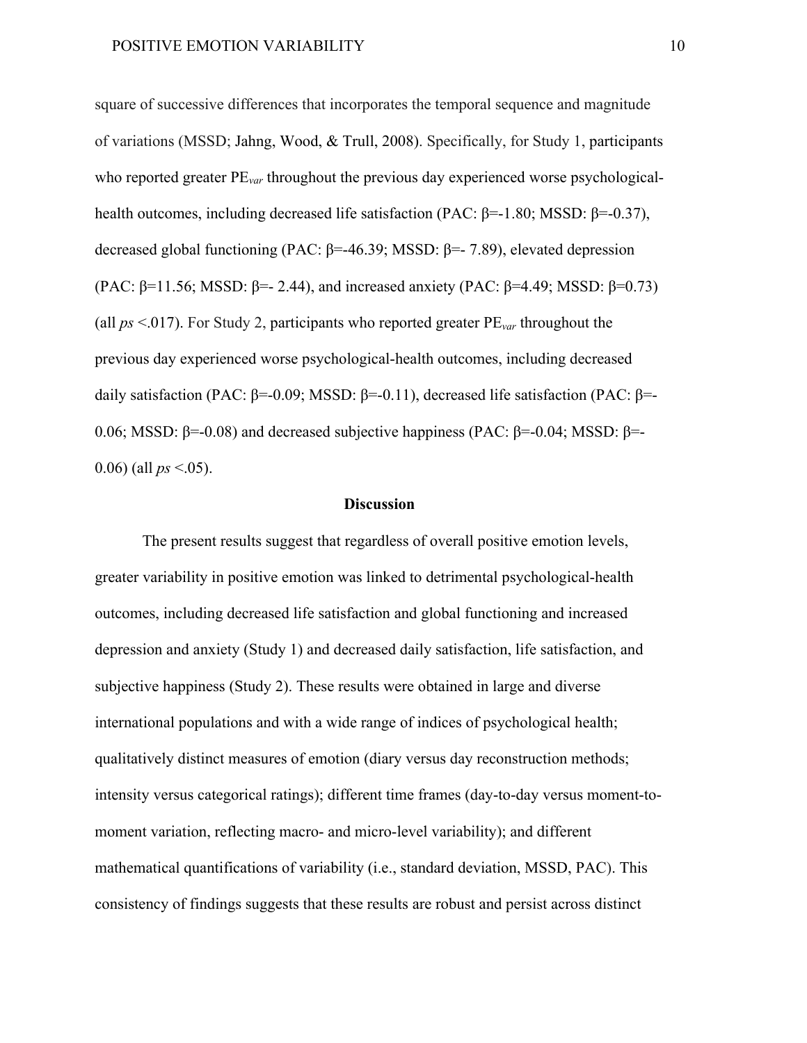square of successive differences that incorporates the temporal sequence and magnitude of variations (MSSD; Jahng, Wood, & Trull, 2008). Specifically, for Study 1, participants who reported greater $PE_{var}$ throughout the previous day experienced worse psychological-health outcomes, including decreased life satisfaction (PAC: $\beta$=-1.80; MSSD: $\beta$=-0.37), decreased global functioning (PAC: $\beta$=-46.39; MSSD: $\beta$=- 7.89), elevated depression (PAC: $\beta$=11.56; MSSD: $\beta$=- 2.44), and increased anxiety (PAC: $\beta$=4.49; MSSD: $\beta$=0.73) (all *ps* <.017). For Study 2, participants who reported greater $PE_{var}$ throughout the previous day experienced worse psychological-health outcomes, including decreased daily satisfaction (PAC: $\beta$=-0.09; MSSD: $\beta$=-0.11), decreased life satisfaction (PAC: $\beta$=-0.06; MSSD: $\beta$=-0.08) and decreased subjective happiness (PAC: $\beta$=-0.04; MSSD: $\beta$=-0.06) (all *ps* <.05).

## Discussion

The present results suggest that regardless of overall positive emotion levels, greater variability in positive emotion was linked to detrimental psychological-health outcomes, including decreased life satisfaction and global functioning and increased depression and anxiety (Study 1) and decreased daily satisfaction, life satisfaction, and subjective happiness (Study 2). These results were obtained in large and diverse international populations and with a wide range of indices of psychological health; qualitatively distinct measures of emotion (diary versus day reconstruction methods; intensity versus categorical ratings); different time frames (day-to-day versus moment-to-moment variation, reflecting macro- and micro-level variability); and different mathematical quantifications of variability (i.e., standard deviation, MSSD, PAC). This consistency of findings suggests that these results are robust and persist across distinct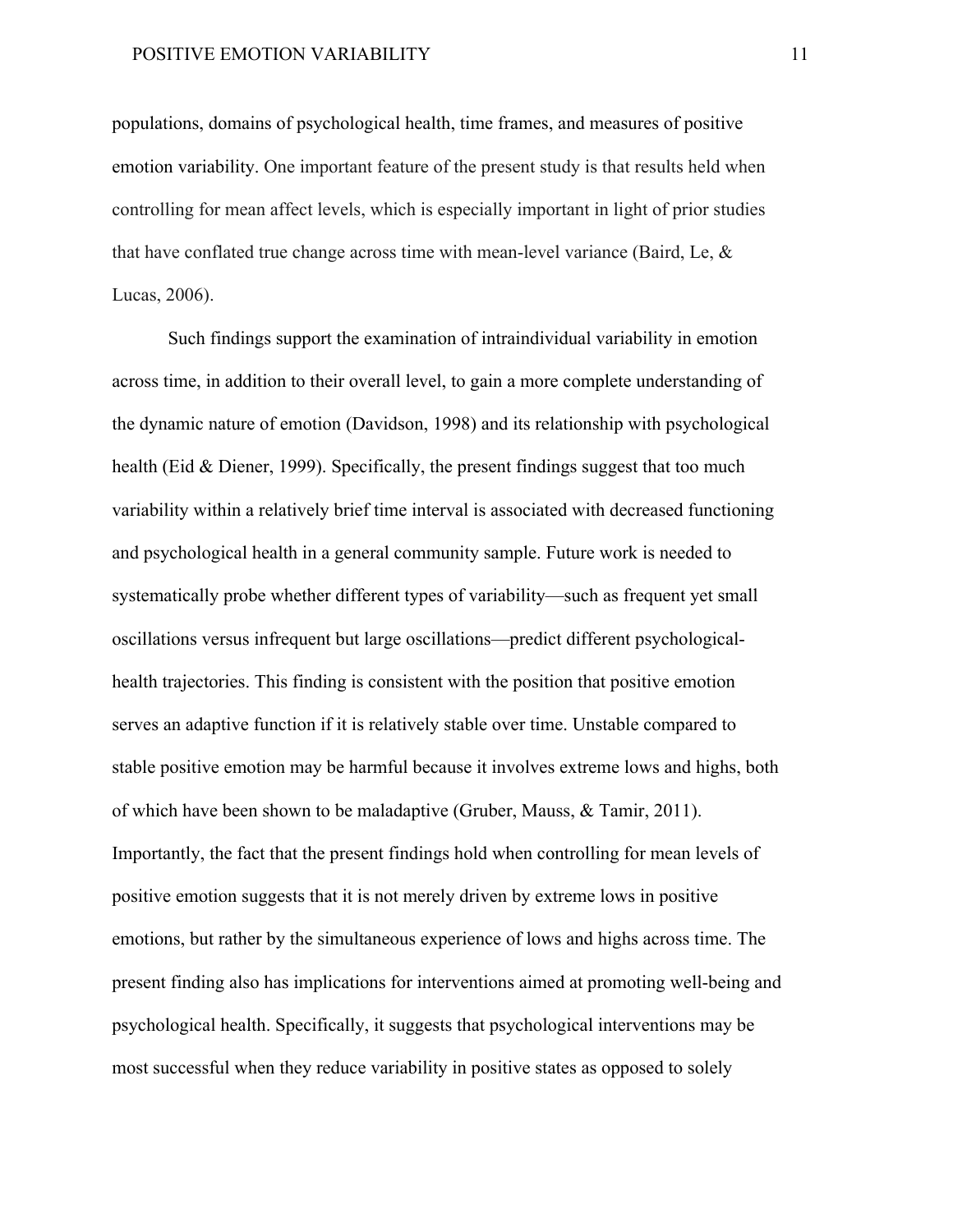populations, domains of psychological health, time frames, and measures of positive emotion variability. One important feature of the present study is that results held when controlling for mean affect levels, which is especially important in light of prior studies that have conflated true change across time with mean-level variance (Baird, Le, & Lucas, 2006).

Such findings support the examination of intraindividual variability in emotion across time, in addition to their overall level, to gain a more complete understanding of the dynamic nature of emotion (Davidson, 1998) and its relationship with psychological health (Eid & Diener, 1999). Specifically, the present findings suggest that too much variability within a relatively brief time interval is associated with decreased functioning and psychological health in a general community sample. Future work is needed to systematically probe whether different types of variability—such as frequent yet small oscillations versus infrequent but large oscillations—predict different psychological-health trajectories. This finding is consistent with the position that positive emotion serves an adaptive function if it is relatively stable over time. Unstable compared to stable positive emotion may be harmful because it involves extreme lows and highs, both of which have been shown to be maladaptive (Gruber, Mauss, & Tamir, 2011). Importantly, the fact that the present findings hold when controlling for mean levels of positive emotion suggests that it is not merely driven by extreme lows in positive emotions, but rather by the simultaneous experience of lows and highs across time. The present finding also has implications for interventions aimed at promoting well-being and psychological health. Specifically, it suggests that psychological interventions may be most successful when they reduce variability in positive states as opposed to solely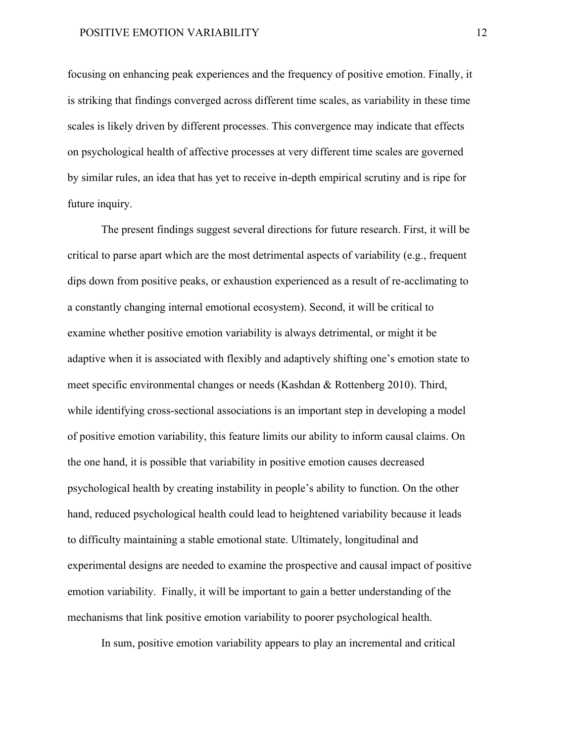focusing on enhancing peak experiences and the frequency of positive emotion. Finally, it is striking that findings converged across different time scales, as variability in these time scales is likely driven by different processes. This convergence may indicate that effects on psychological health of affective processes at very different time scales are governed by similar rules, an idea that has yet to receive in-depth empirical scrutiny and is ripe for future inquiry.

The present findings suggest several directions for future research. First, it will be critical to parse apart which are the most detrimental aspects of variability (e.g., frequent dips down from positive peaks, or exhaustion experienced as a result of re-acclimating to a constantly changing internal emotional ecosystem). Second, it will be critical to examine whether positive emotion variability is always detrimental, or might it be adaptive when it is associated with flexibly and adaptively shifting one's emotion state to meet specific environmental changes or needs (Kashdan & Rottenberg 2010). Third, while identifying cross-sectional associations is an important step in developing a model of positive emotion variability, this feature limits our ability to inform causal claims. On the one hand, it is possible that variability in positive emotion causes decreased psychological health by creating instability in people's ability to function. On the other hand, reduced psychological health could lead to heightened variability because it leads to difficulty maintaining a stable emotional state. Ultimately, longitudinal and experimental designs are needed to examine the prospective and causal impact of positive emotion variability. Finally, it will be important to gain a better understanding of the mechanisms that link positive emotion variability to poorer psychological health.

In sum, positive emotion variability appears to play an incremental and critical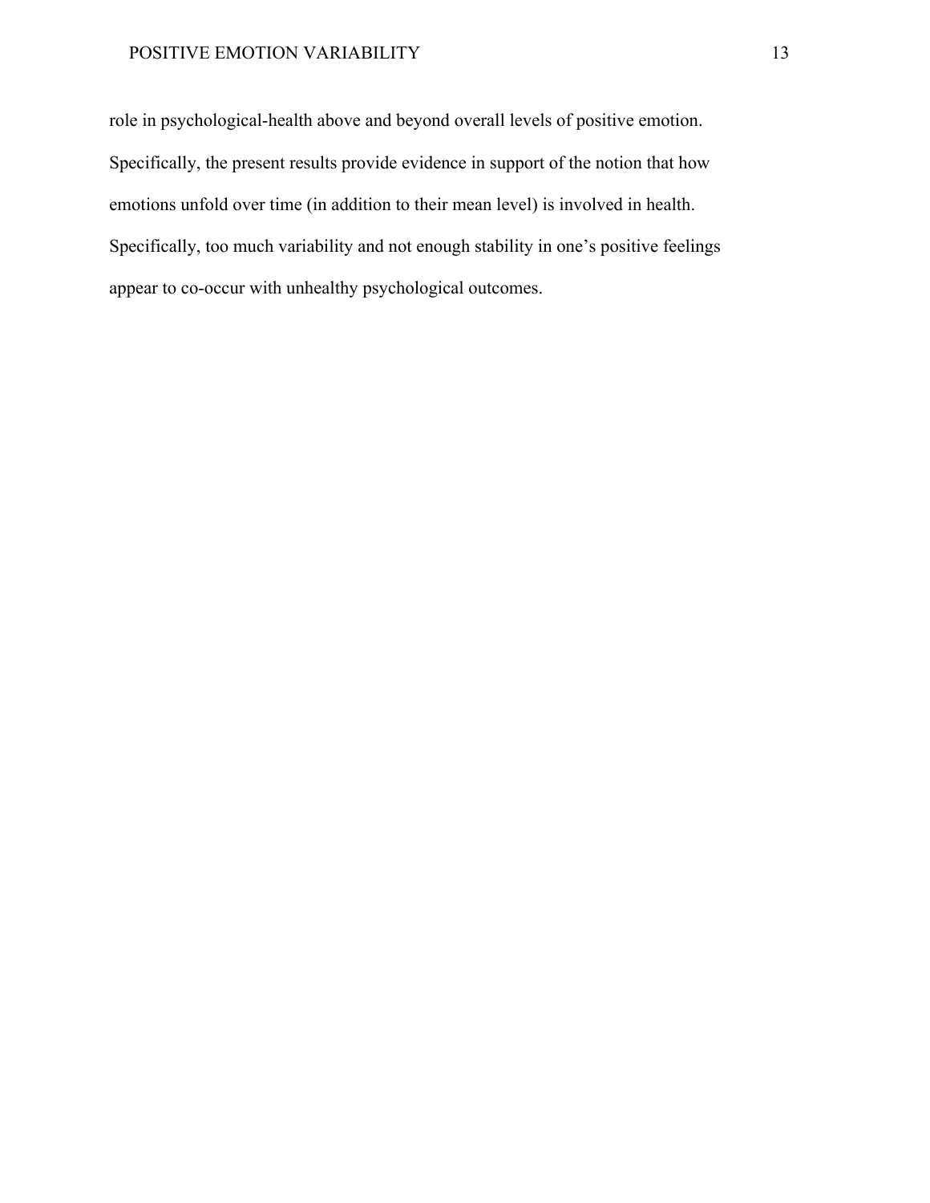role in psychological-health above and beyond overall levels of positive emotion. Specifically, the present results provide evidence in support of the notion that how emotions unfold over time (in addition to their mean level) is involved in health. Specifically, too much variability and not enough stability in one's positive feelings appear to co-occur with unhealthy psychological outcomes.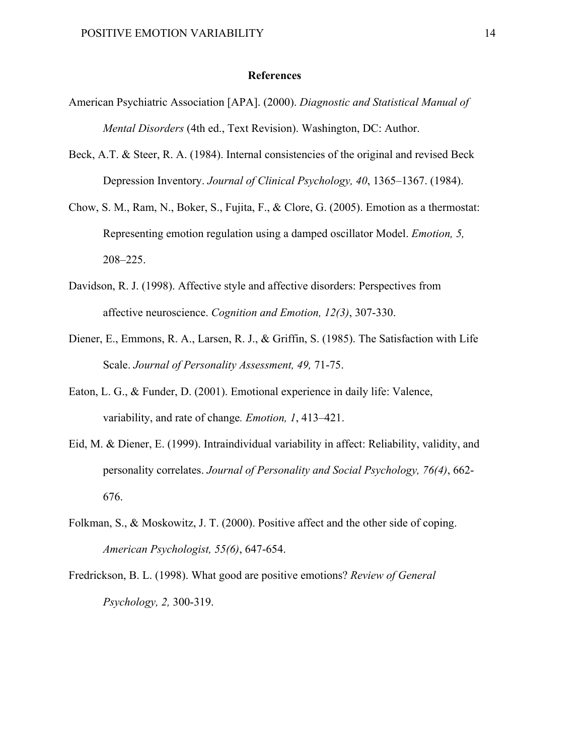# References

American Psychiatric Association [APA]. (2000). *Diagnostic and Statistical Manual of Mental Disorders* (4th ed., Text Revision). Washington, DC: Author.

Beck, A.T. & Steer, R. A. (1984). Internal consistencies of the original and revised Beck Depression Inventory. *Journal of Clinical Psychology, 40*, 1365–1367. (1984).

Chow, S. M., Ram, N., Boker, S., Fujita, F., & Clore, G. (2005). Emotion as a thermostat: Representing emotion regulation using a damped oscillator Model. *Emotion, 5,* 208–225.

Davidson, R. J. (1998). Affective style and affective disorders: Perspectives from affective neuroscience. *Cognition and Emotion, 12(3)*, 307-330.

Diener, E., Emmons, R. A., Larsen, R. J., & Griffin, S. (1985). The Satisfaction with Life Scale. *Journal of Personality Assessment, 49,* 71-75.

Eaton, L. G., & Funder, D. (2001). Emotional experience in daily life: Valence, variability, and rate of change*. Emotion, 1*, 413–421.

Eid, M. & Diener, E. (1999). Intraindividual variability in affect: Reliability, validity, and personality correlates. *Journal of Personality and Social Psychology, 76(4)*, 662-676.

Folkman, S., & Moskowitz, J. T. (2000). Positive affect and the other side of coping. *American Psychologist, 55(6)*, 647-654.

Fredrickson, B. L. (1998). What good are positive emotions? *Review of General Psychology, 2,* 300-319.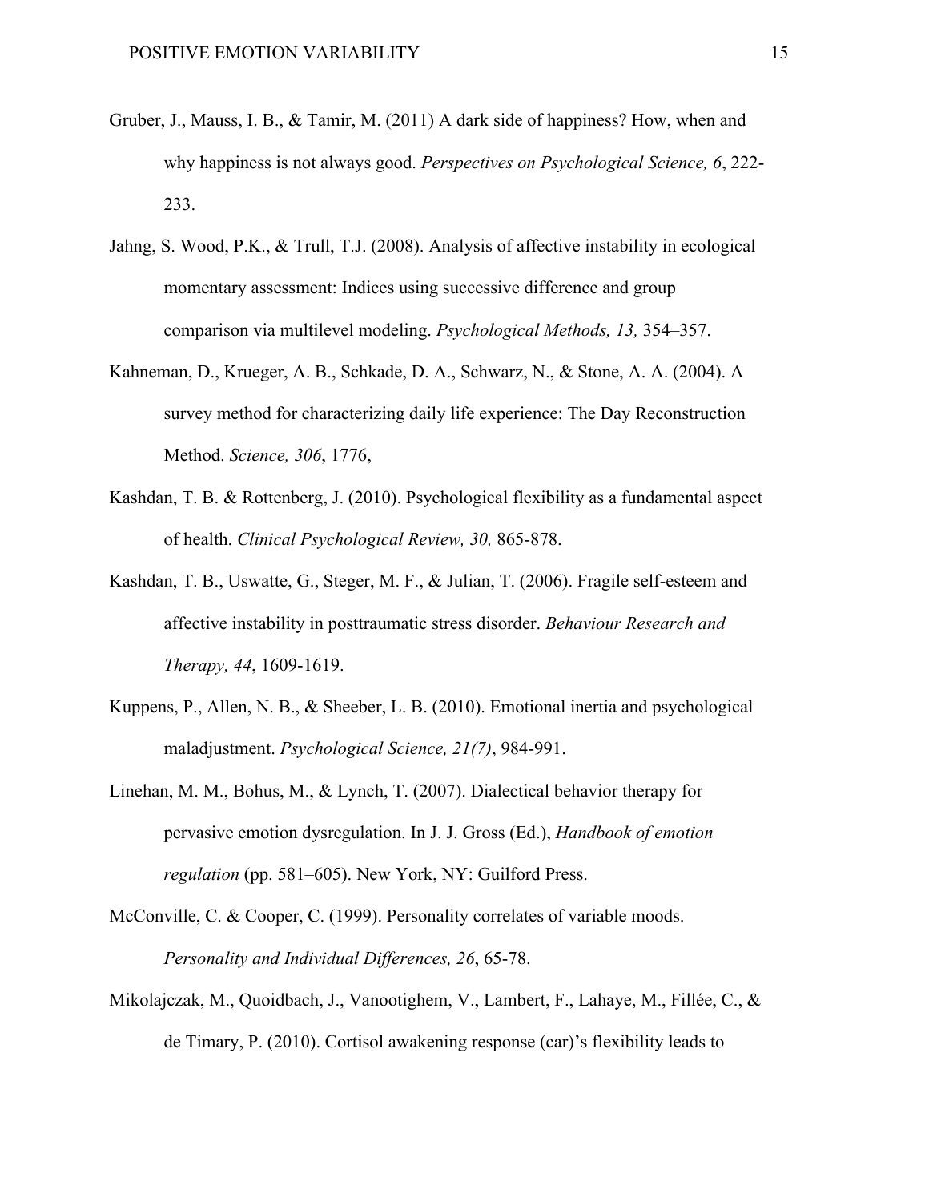Gruber, J., Mauss, I. B., & Tamir, M. (2011) A dark side of happiness? How, when and why happiness is not always good. *Perspectives on Psychological Science, 6*, 222-233.

Jahng, S. Wood, P.K., & Trull, T.J. (2008). Analysis of affective instability in ecological momentary assessment: Indices using successive difference and group comparison via multilevel modeling. *Psychological Methods, 13,* 354–357.

Kahneman, D., Krueger, A. B., Schkade, D. A., Schwarz, N., & Stone, A. A. (2004). A survey method for characterizing daily life experience: The Day Reconstruction Method. *Science, 306*, 1776,

Kashdan, T. B. & Rottenberg, J. (2010). Psychological flexibility as a fundamental aspect of health. *Clinical Psychological Review, 30,* 865-878.

Kashdan, T. B., Uswatte, G., Steger, M. F., & Julian, T. (2006). Fragile self-esteem and affective instability in posttraumatic stress disorder. *Behaviour Research and Therapy, 44*, 1609-1619.

Kuppens, P., Allen, N. B., & Sheeber, L. B. (2010). Emotional inertia and psychological maladjustment. *Psychological Science, 21(7)*, 984-991.

Linehan, M. M., Bohus, M., & Lynch, T. (2007). Dialectical behavior therapy for pervasive emotion dysregulation. In J. J. Gross (Ed.), *Handbook of emotion regulation* (pp. 581–605). New York, NY: Guilford Press.

McConville, C. & Cooper, C. (1999). Personality correlates of variable moods. *Personality and Individual Differences, 26*, 65-78.

Mikolajczak, M., Quoidbach, J., Vanootighem, V., Lambert, F., Lahaye, M., Fillée, C., & de Timary, P. (2010). Cortisol awakening response (car)'s flexibility leads to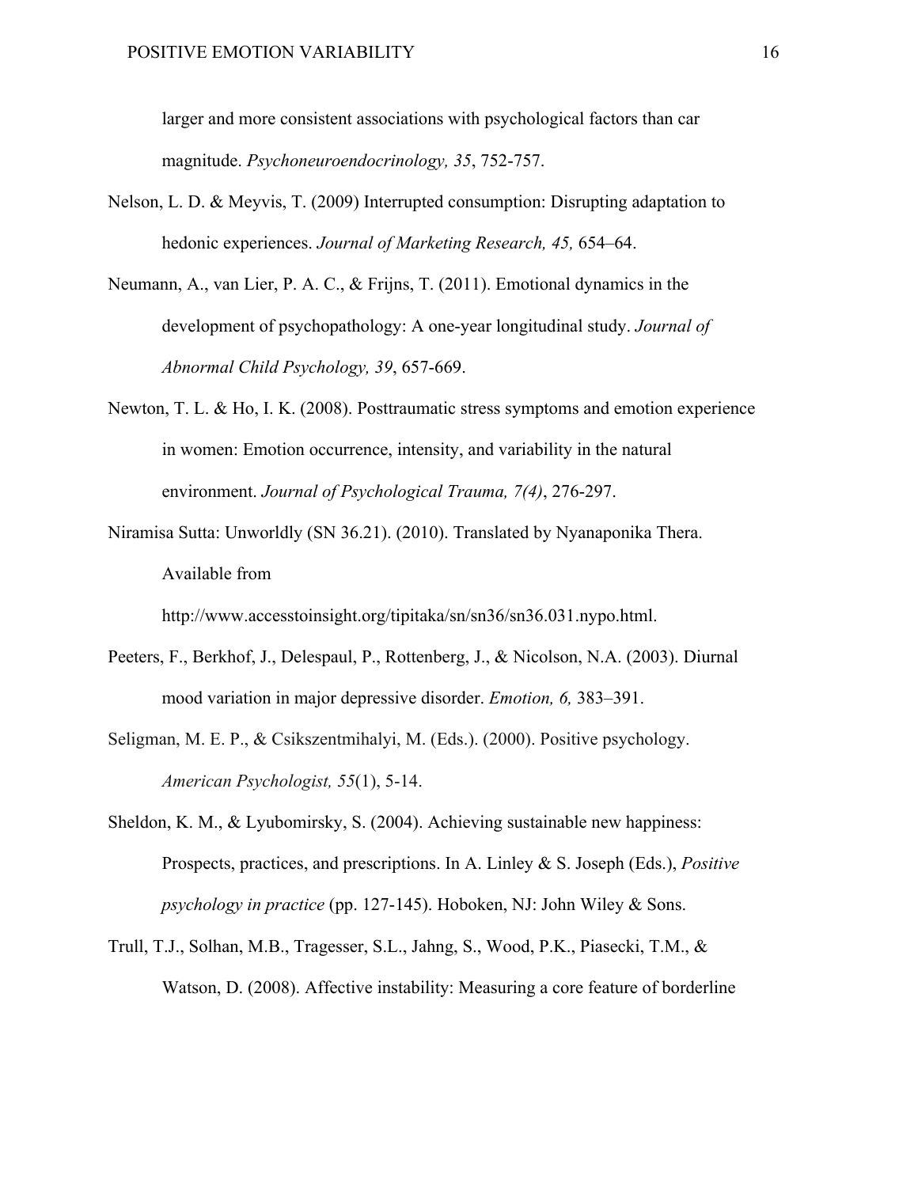larger and more consistent associations with psychological factors than car magnitude. *Psychoneuroendocrinology, 35*, 752-757.

Nelson, L. D. & Meyvis, T. (2009) Interrupted consumption: Disrupting adaptation to hedonic experiences. *Journal of Marketing Research, 45,* 654–64.

Neumann, A., van Lier, P. A. C., & Frijns, T. (2011). Emotional dynamics in the development of psychopathology: A one-year longitudinal study. *Journal of Abnormal Child Psychology, 39*, 657-669.

Newton, T. L. & Ho, I. K. (2008). Posttraumatic stress symptoms and emotion experience in women: Emotion occurrence, intensity, and variability in the natural environment. *Journal of Psychological Trauma, 7(4)*, 276-297.

Niramisa Sutta: Unworldly (SN 36.21). (2010). Translated by Nyanaponika Thera. Available from http://www.accesstoinsight.org/tipitaka/sn/sn36/sn36.031.nypo.html.

Peeters, F., Berkhof, J., Delespaul, P., Rottenberg, J., & Nicolson, N.A. (2003). Diurnal mood variation in major depressive disorder. *Emotion, 6,* 383–391.

Seligman, M. E. P., & Csikszentmihalyi, M. (Eds.). (2000). Positive psychology. *American Psychologist, 55*(1), 5-14.

Sheldon, K. M., & Lyubomirsky, S. (2004). Achieving sustainable new happiness: Prospects, practices, and prescriptions. In A. Linley & S. Joseph (Eds.), *Positive psychology in practice* (pp. 127-145). Hoboken, NJ: John Wiley & Sons.

Trull, T.J., Solhan, M.B., Tragesser, S.L., Jahng, S., Wood, P.K., Piasecki, T.M., & Watson, D. (2008). Affective instability: Measuring a core feature of borderline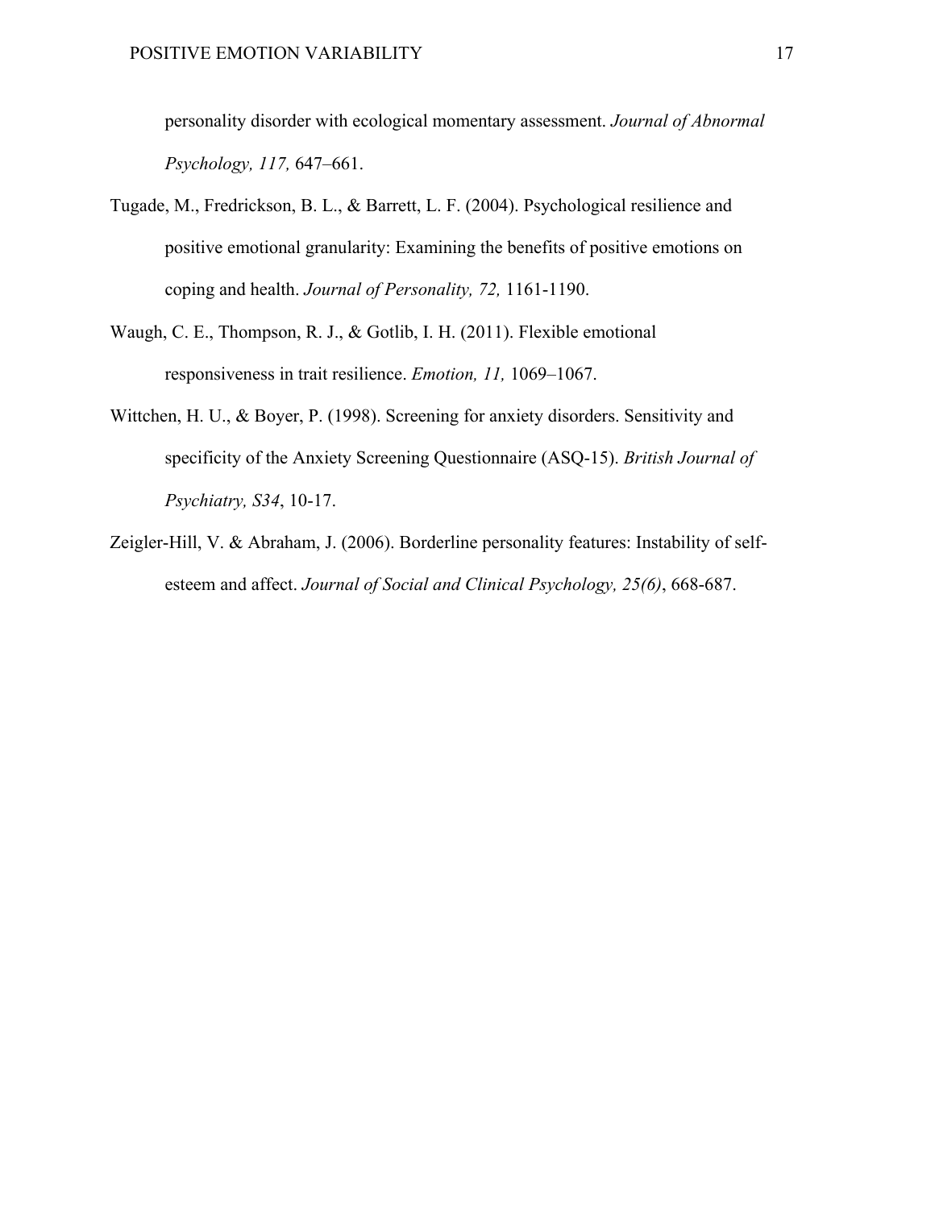personality disorder with ecological momentary assessment. *Journal of Abnormal Psychology, 117,* 647–661.

Tugade, M., Fredrickson, B. L., & Barrett, L. F. (2004). Psychological resilience and positive emotional granularity: Examining the benefits of positive emotions on coping and health. *Journal of Personality, 72,* 1161-1190.

Waugh, C. E., Thompson, R. J., & Gotlib, I. H. (2011). Flexible emotional responsiveness in trait resilience. *Emotion, 11,* 1069–1067.

Wittchen, H. U., & Boyer, P. (1998). Screening for anxiety disorders. Sensitivity and specificity of the Anxiety Screening Questionnaire (ASQ-15). *British Journal of Psychiatry, S34*, 10-17.

Zeigler-Hill, V. & Abraham, J. (2006). Borderline personality features: Instability of self-esteem and affect. *Journal of Social and Clinical Psychology, 25(6)*, 668-687.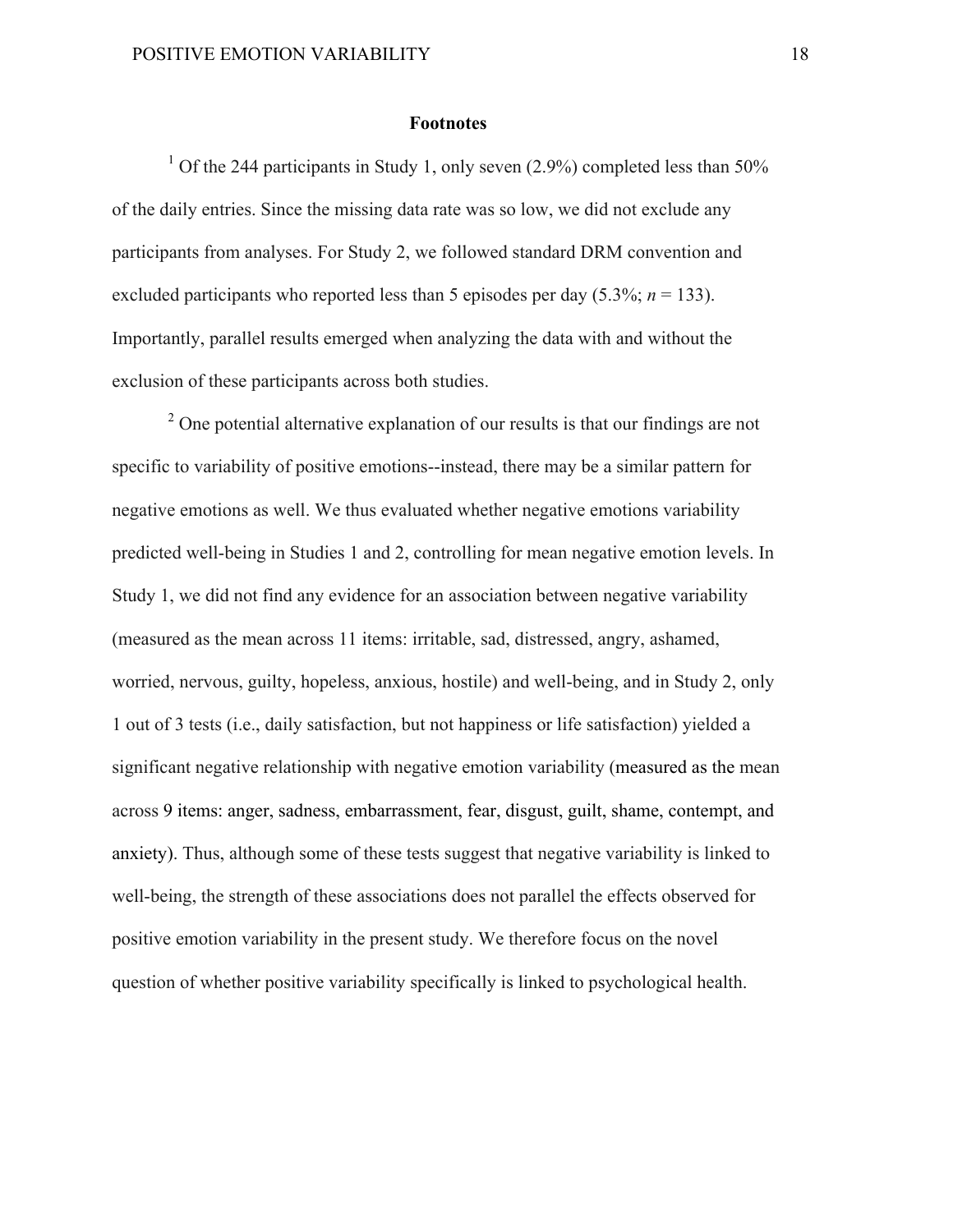## Footnotes

[1] Of the 244 participants in Study 1, only seven (2.9%) completed less than 50% of the daily entries. Since the missing data rate was so low, we did not exclude any participants from analyses. For Study 2, we followed standard DRM convention and excluded participants who reported less than 5 episodes per day (5.3%; $n = 133$). Importantly, parallel results emerged when analyzing the data with and without the exclusion of these participants across both studies.

[2] One potential alternative explanation of our results is that our findings are not specific to variability of positive emotions--instead, there may be a similar pattern for negative emotions as well. We thus evaluated whether negative emotions variability predicted well-being in Studies 1 and 2, controlling for mean negative emotion levels. In Study 1, we did not find any evidence for an association between negative variability (measured as the mean across 11 items: irritable, sad, distressed, angry, ashamed, worried, nervous, guilty, hopeless, anxious, hostile) and well-being, and in Study 2, only 1 out of 3 tests (i.e., daily satisfaction, but not happiness or life satisfaction) yielded a significant negative relationship with negative emotion variability (measured as the mean across 9 items: anger, sadness, embarrassment, fear, disgust, guilt, shame, contempt, and anxiety). Thus, although some of these tests suggest that negative variability is linked to well-being, the strength of these associations does not parallel the effects observed for positive emotion variability in the present study. We therefore focus on the novel question of whether positive variability specifically is linked to psychological health.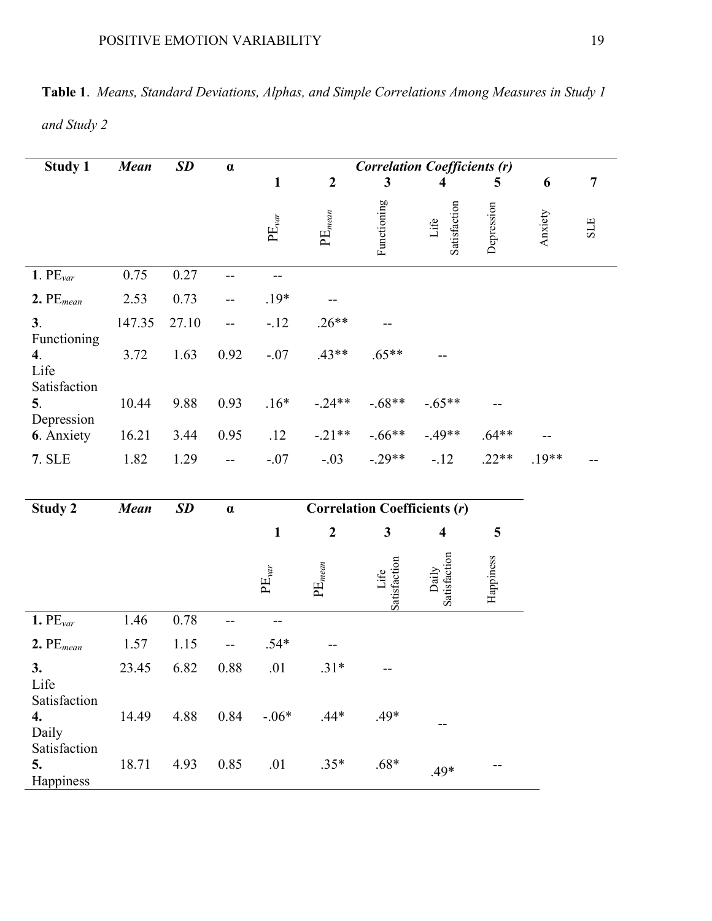**Table 1**. *Means, Standard Deviations, Alphas, and Simple Correlations Among Measures in Study 1 and Study 2*

| **Study 1** | ***Mean*** | ***SD*** | **α** | ***Correlation Coefficients (r)*** | | | | | | |
|---|---|---|---|---|---|---|---|---|---|---|
| | | | | **1** | **2** | **3** | **4** | **5** | **6** | **7** |
| | | | | $PE_{var}$ | $PE_{mean}$ | Functioning | Life Satisfaction | Depression | Anxiety | SLE |
| **1**. $PE_{var}$ | 0.75 | 0.27 | -- | -- | | | | | | |
| **2.** $PE_{mean}$ | 2.53 | 0.73 | -- | .19* | -- | | | | | |
| **3**. Functioning | 147.35 | 27.10 | -- | -.12 | .26** | -- | | | | |
| **4**. Life Satisfaction | 3.72 | 1.63 | 0.92 | -.07 | .43** | .65** | -- | | | |
| **5**. Depression | 10.44 | 9.88 | 0.93 | .16* | -.24** | -.68** | -.65** | -- | | |
| **6**. Anxiety | 16.21 | 3.44 | 0.95 | .12 | -.21** | -.66** | -.49** | .64** | -- | |
| **7**. SLE | 1.82 | 1.29 | -- | -.07 | -.03 | -.29** | -.12 | .22** | .19** | -- |

| **Study 2** | ***Mean*** | ***SD*** | **α** | **Correlation Coefficients (*r*)** | | | | |
|---|---|---|---|---|---|---|---|---|
| | | | | **1** | **2** | **3** | **4** | **5** |
| | | | | $PE_{var}$ | $PE_{mean}$ | Life Satisfaction | Daily Satisfaction | Happiness |
| **1.** $PE_{var}$ | 1.46 | 0.78 | -- | -- | | | | |
| **2.** $PE_{mean}$ | 1.57 | 1.15 | -- | .54* | -- | | | |
| **3.** Life Satisfaction | 23.45 | 6.82 | 0.88 | .01 | .31* | -- | | |
| **4.** Daily Satisfaction | 14.49 | 4.88 | 0.84 | -.06* | .44* | .49* | -- | |
| **5.** Happiness | 18.71 | 4.93 | 0.85 | .01 | .35* | .68* | .49* | -- |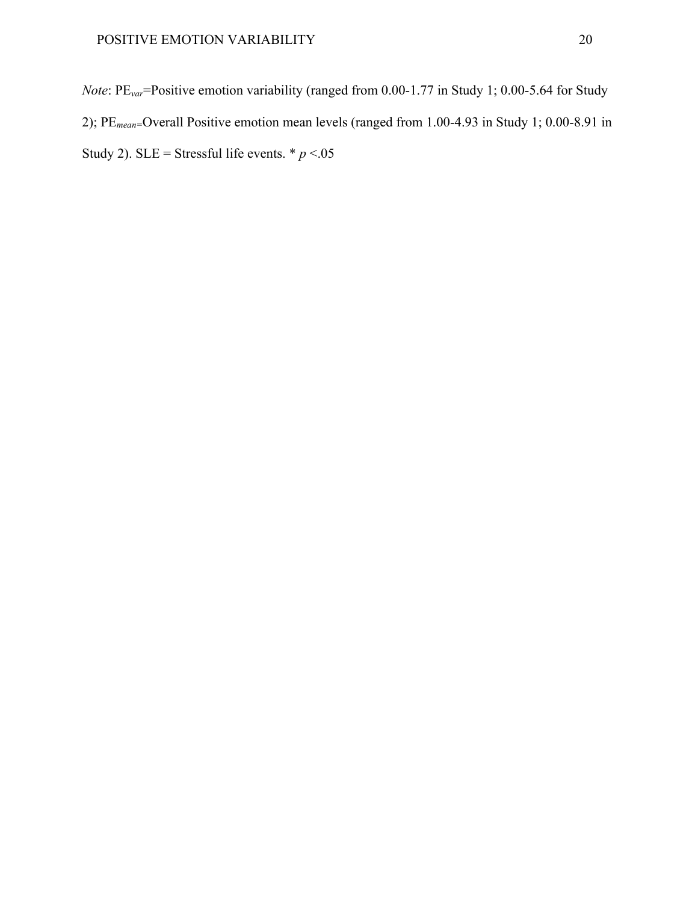*Note*: $PE_{var}$=Positive emotion variability (ranged from 0.00-1.77 in Study 1; 0.00-5.64 for Study 2); $PE_{mean}$=Overall Positive emotion mean levels (ranged from 1.00-4.93 in Study 1; 0.00-8.91 in Study 2). SLE = Stressful life events. * $p$ <.05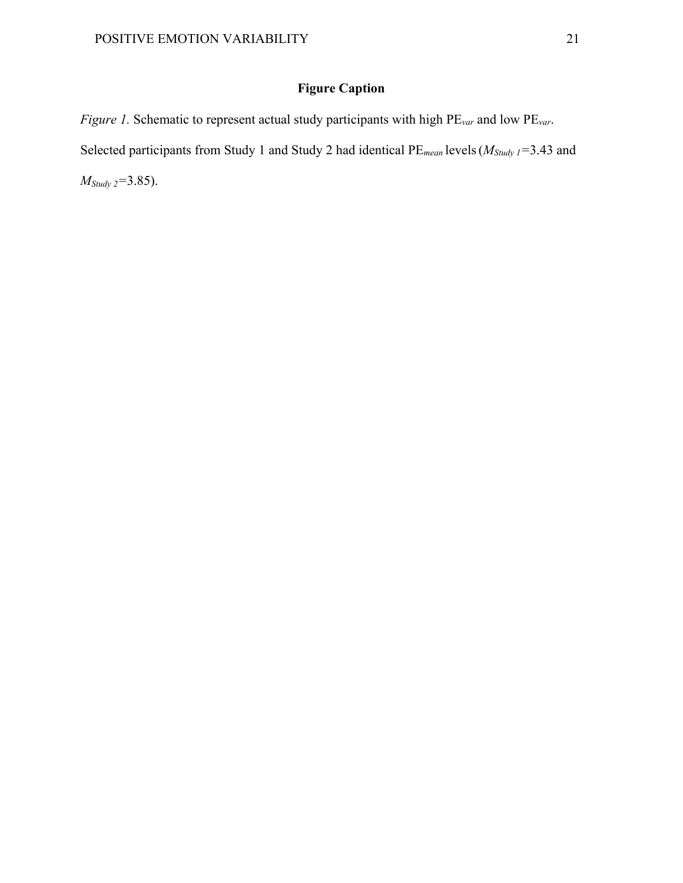**Figure Caption**

*Figure 1.* Schematic to represent actual study participants with high $PE_{var}$ and low $PE_{var}$. Selected participants from Study 1 and Study 2 had identical $PE_{mean}$ levels ($M_{Study\ 1}$=3.43 and $M_{Study\ 2}$=3.85).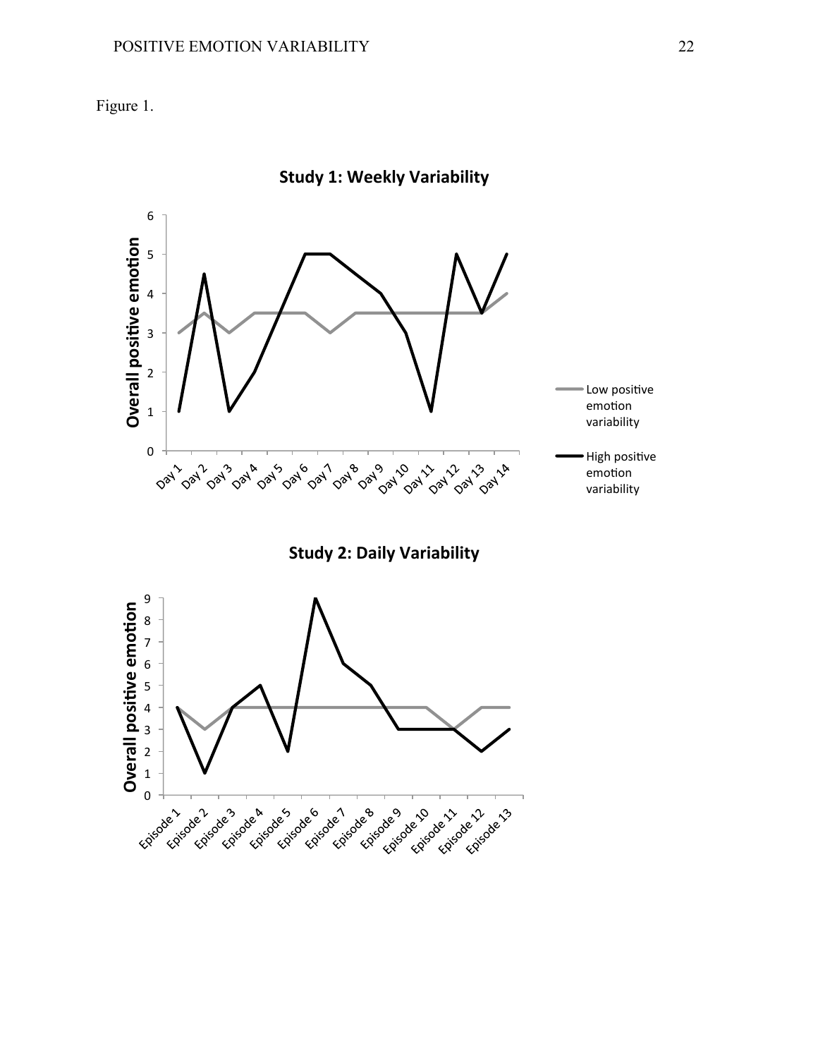Figure 1.

**Study 1: Weekly Variability**

Overall positive emotion

0
1
2
3
4
5
6

Day 1
Day 2
Day 3
Day 4
Day 5
Day 6
Day 7
Day 8
Day 9
Day 10
Day 11
Day 12
Day 13
Day 14

Low positive emotion variability

High positive emotion variability

**Study 2: Daily Variability**

Overall positive emotion

0
1
2
3
4
5
6
7
8
9

Episode 1
Episode 2
Episode 3
Episode 4
Episode 5
Episode 6
Episode 7
Episode 8
Episode 9
Episode 10
Episode 11
Episode 12
Episode 13